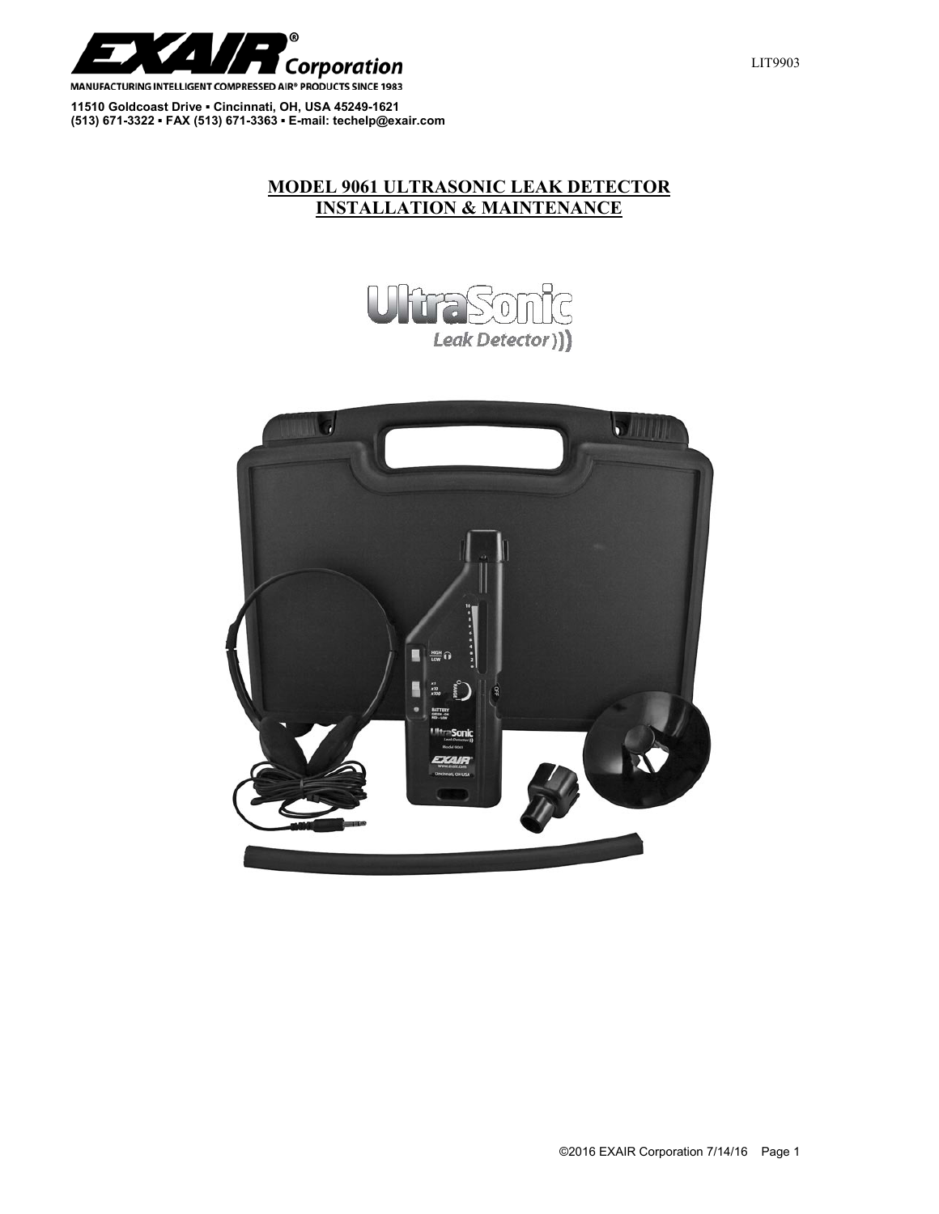EXAIR® Corporation

MANUFACTURING INTELLIGENT COMPRESSED AIR® PRODUCTS SINCE 1983

**11510 Goldcoast Drive ▪ Cincinnati, OH, USA 45249-1621**
**(513) 671-3322 ▪ FAX (513) 671-3363 ▪ E-mail: techelp@exair.com**

LIT9903

# MODEL 9061 ULTRASONIC LEAK DETECTOR INSTALLATION & MAINTENANCE

UltraSonic Leak Detector

©2016 EXAIR Corporation 7/14/16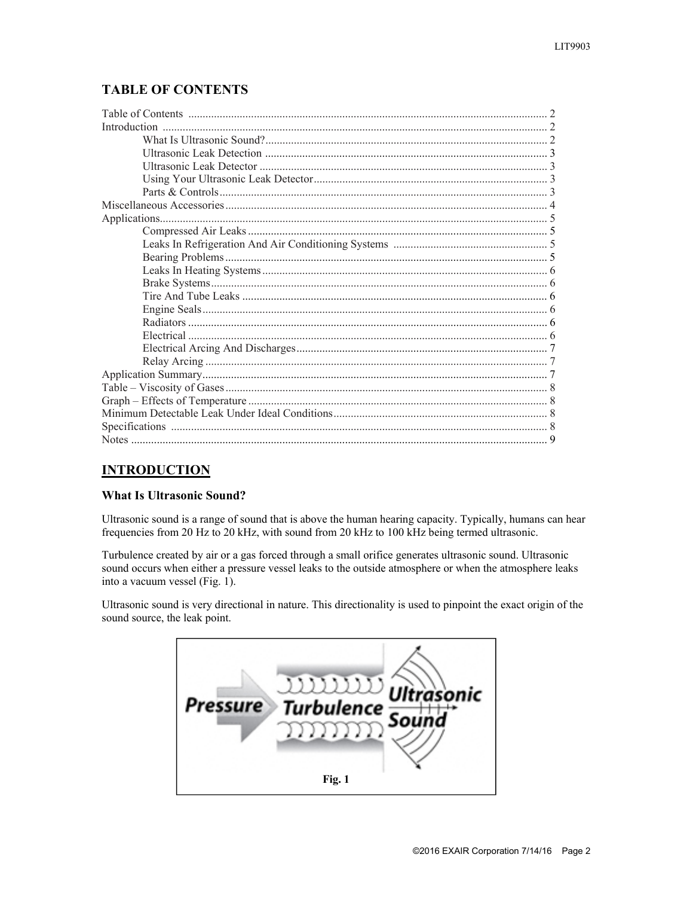## TABLE OF CONTENTS

Table of Contents .................................................... 2
Introduction .................................................... 2
    What Is Ultrasonic Sound? .................................................... 2
    Ultrasonic Leak Detection .................................................... 3
    Ultrasonic Leak Detector .................................................... 3
    Using Your Ultrasonic Leak Detector .................................................... 3
    Parts & Controls .................................................... 3
Miscellaneous Accessories .................................................... 4
Applications .................................................... 5
    Compressed Air Leaks .................................................... 5
    Leaks In Refrigeration And Air Conditioning Systems .................................................... 5
    Bearing Problems .................................................... 5
    Leaks In Heating Systems .................................................... 6
    Brake Systems .................................................... 6
    Tire And Tube Leaks .................................................... 6
    Engine Seals .................................................... 6
    Radiators .................................................... 6
    Electrical .................................................... 6
    Electrical Arcing And Discharges .................................................... 7
    Relay Arcing .................................................... 7
Application Summary .................................................... 7
Table – Viscosity of Gases .................................................... 8
Graph – Effects of Temperature .................................................... 8
Minimum Detectable Leak Under Ideal Conditions .................................................... 8
Specifications .................................................... 8
Notes .................................................... 9

## INTRODUCTION

### What Is Ultrasonic Sound?

Ultrasonic sound is a range of sound that is above the human hearing capacity. Typically, humans can hear frequencies from 20 Hz to 20 kHz, with sound from 20 kHz to 100 kHz being termed ultrasonic.

Turbulence created by air or a gas forced through a small orifice generates ultrasonic sound. Ultrasonic sound occurs when either a pressure vessel leaks to the outside atmosphere or when the atmosphere leaks into a vacuum vessel (Fig. 1).

Ultrasonic sound is very directional in nature. This directionality is used to pinpoint the exact origin of the sound source, the leak point.

Pressure → Turbulence → Ultrasonic Sound

**Fig. 1**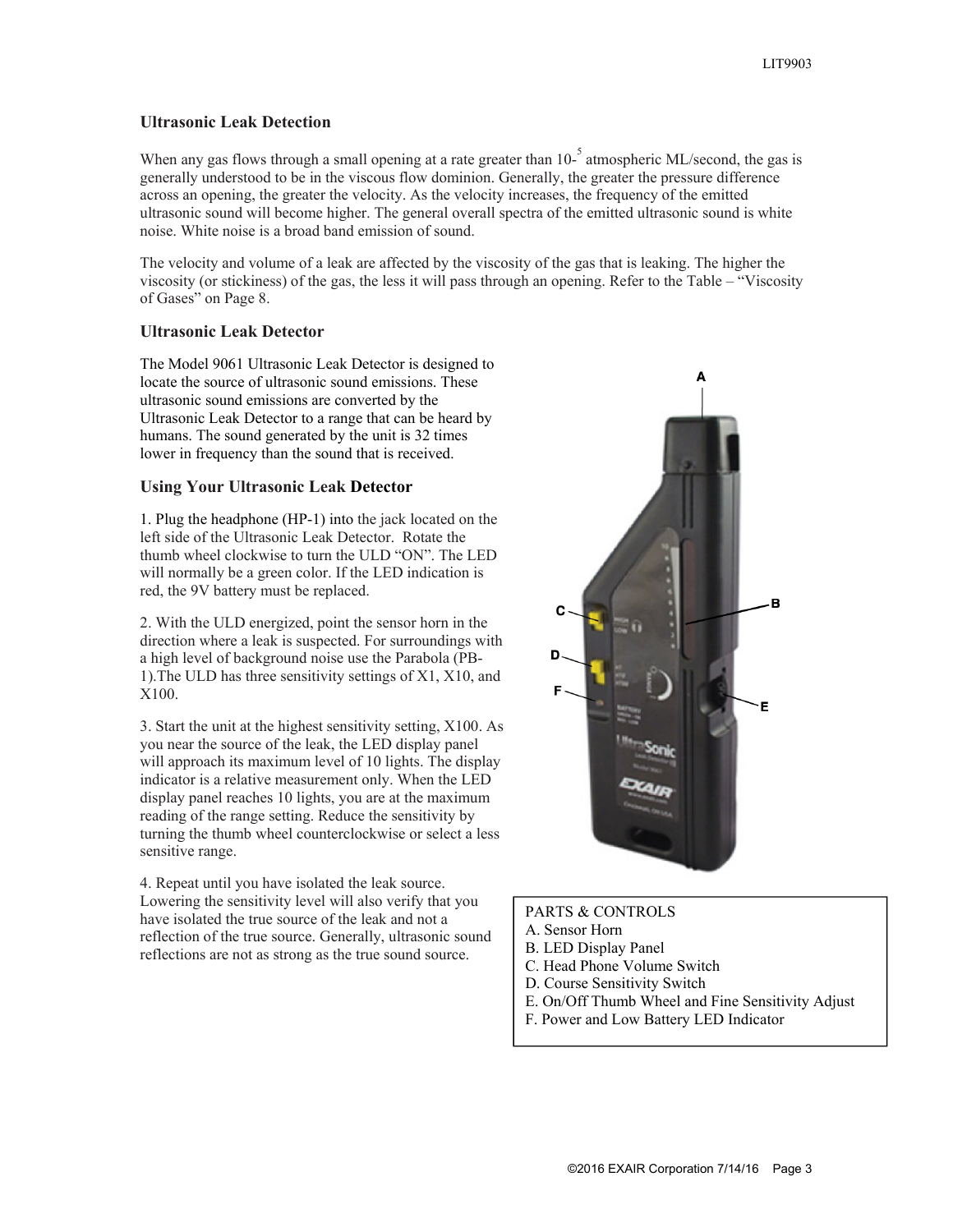## Ultrasonic Leak Detection

When any gas flows through a small opening at a rate greater than $10^{-5}$ atmospheric ML/second, the gas is generally understood to be in the viscous flow dominion. Generally, the greater the pressure difference across an opening, the greater the velocity. As the velocity increases, the frequency of the emitted ultrasonic sound will become higher. The general overall spectra of the emitted ultrasonic sound is white noise. White noise is a broad band emission of sound.

The velocity and volume of a leak are affected by the viscosity of the gas that is leaking. The higher the viscosity (or stickiness) of the gas, the less it will pass through an opening. Refer to the Table – "Viscosity of Gases" on Page 8.

## Ultrasonic Leak Detector

The Model 9061 Ultrasonic Leak Detector is designed to locate the source of ultrasonic sound emissions. These ultrasonic sound emissions are converted by the Ultrasonic Leak Detector to a range that can be heard by humans. The sound generated by the unit is 32 times lower in frequency than the sound that is received.

## Using Your Ultrasonic Leak Detector

1. Plug the headphone (HP-1) into the jack located on the left side of the Ultrasonic Leak Detector. Rotate the thumb wheel clockwise to turn the ULD "ON". The LED will normally be a green color. If the LED indication is red, the 9V battery must be replaced.

2. With the ULD energized, point the sensor horn in the direction where a leak is suspected. For surroundings with a high level of background noise use the Parabola (PB-1).The ULD has three sensitivity settings of X1, X10, and X100.

3. Start the unit at the highest sensitivity setting, X100. As you near the source of the leak, the LED display panel will approach its maximum level of 10 lights. The display indicator is a relative measurement only. When the LED display panel reaches 10 lights, you are at the maximum reading of the range setting. Reduce the sensitivity by turning the thumb wheel counterclockwise or select a less sensitive range.

4. Repeat until you have isolated the leak source. Lowering the sensitivity level will also verify that you have isolated the true source of the leak and not a reflection of the true source. Generally, ultrasonic sound reflections are not as strong as the true sound source.

PARTS & CONTROLS
A. Sensor Horn
B. LED Display Panel
C. Head Phone Volume Switch
D. Course Sensitivity Switch
E. On/Off Thumb Wheel and Fine Sensitivity Adjust
F. Power and Low Battery LED Indicator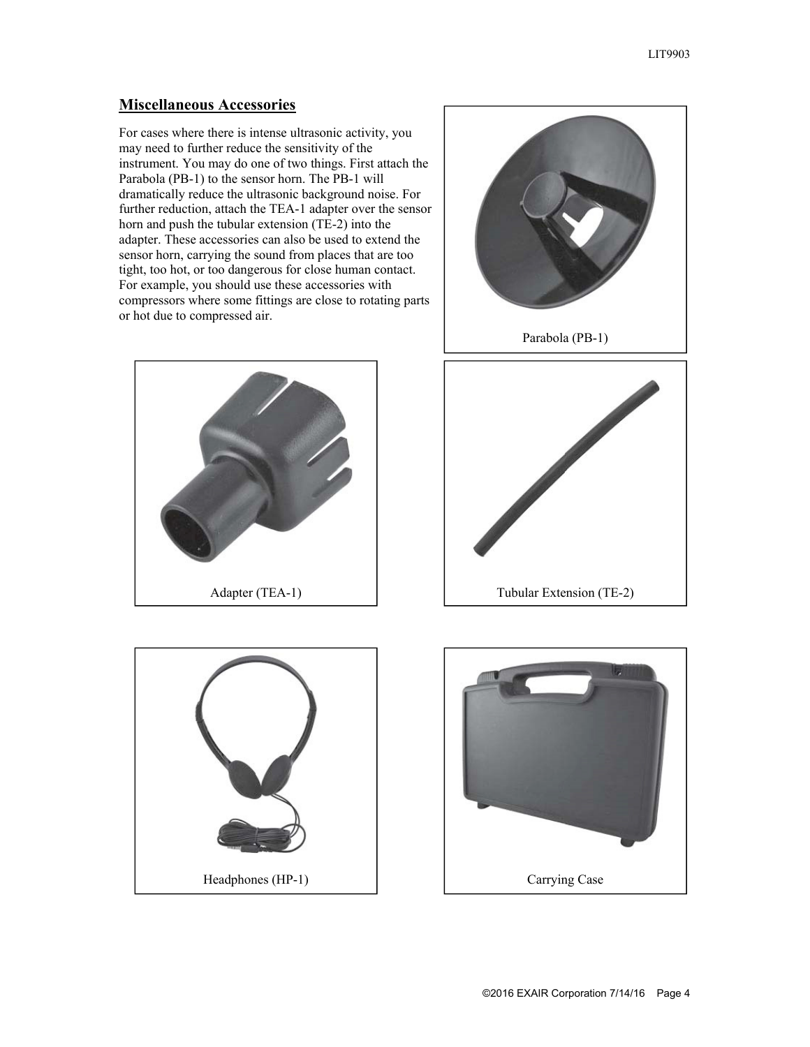## Miscellaneous Accessories

For cases where there is intense ultrasonic activity, you may need to further reduce the sensitivity of the instrument. You may do one of two things. First attach the Parabola (PB-1) to the sensor horn. The PB-1 will dramatically reduce the ultrasonic background noise. For further reduction, attach the TEA-1 adapter over the sensor horn and push the tubular extension (TE-2) into the adapter. These accessories can also be used to extend the sensor horn, carrying the sound from places that are too tight, too hot, or too dangerous for close human contact. For example, you should use these accessories with compressors where some fittings are close to rotating parts or hot due to compressed air.

Parabola (PB-1)

Adapter (TEA-1)

Tubular Extension (TE-2)

Headphones (HP-1)

Carrying Case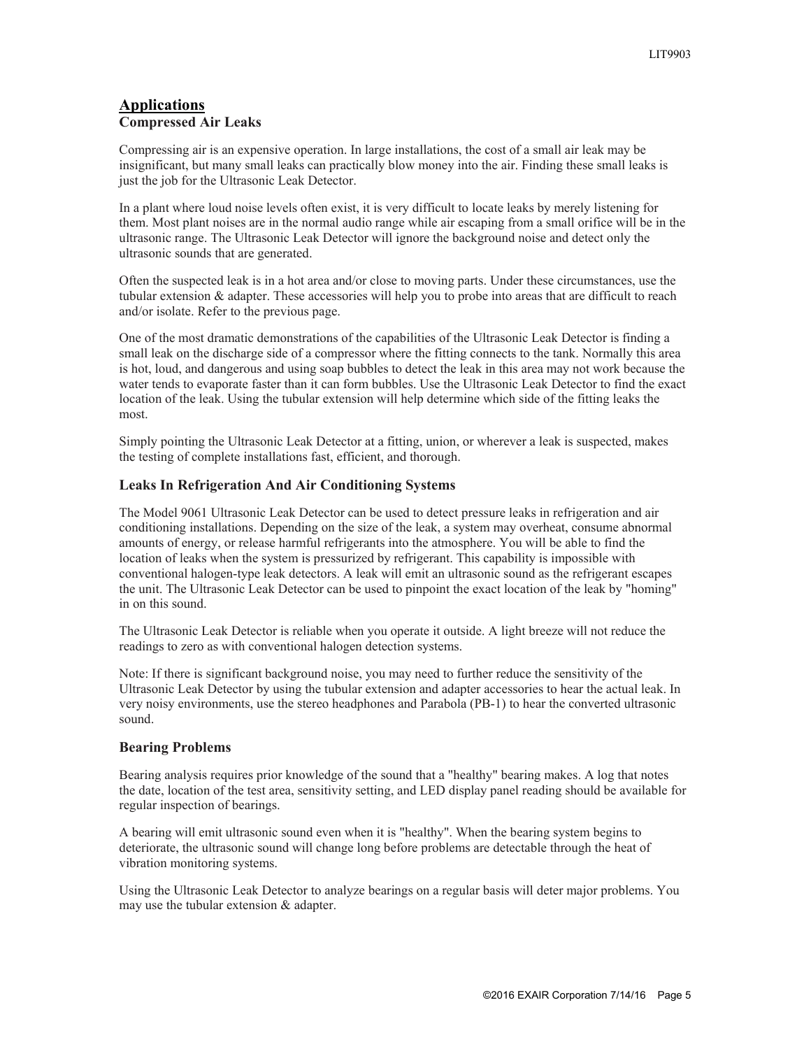## Applications

### Compressed Air Leaks

Compressing air is an expensive operation. In large installations, the cost of a small air leak may be insignificant, but many small leaks can practically blow money into the air. Finding these small leaks is just the job for the Ultrasonic Leak Detector.

In a plant where loud noise levels often exist, it is very difficult to locate leaks by merely listening for them. Most plant noises are in the normal audio range while air escaping from a small orifice will be in the ultrasonic range. The Ultrasonic Leak Detector will ignore the background noise and detect only the ultrasonic sounds that are generated.

Often the suspected leak is in a hot area and/or close to moving parts. Under these circumstances, use the tubular extension & adapter. These accessories will help you to probe into areas that are difficult to reach and/or isolate. Refer to the previous page.

One of the most dramatic demonstrations of the capabilities of the Ultrasonic Leak Detector is finding a small leak on the discharge side of a compressor where the fitting connects to the tank. Normally this area is hot, loud, and dangerous and using soap bubbles to detect the leak in this area may not work because the water tends to evaporate faster than it can form bubbles. Use the Ultrasonic Leak Detector to find the exact location of the leak. Using the tubular extension will help determine which side of the fitting leaks the most.

Simply pointing the Ultrasonic Leak Detector at a fitting, union, or wherever a leak is suspected, makes the testing of complete installations fast, efficient, and thorough.

### Leaks In Refrigeration And Air Conditioning Systems

The Model 9061 Ultrasonic Leak Detector can be used to detect pressure leaks in refrigeration and air conditioning installations. Depending on the size of the leak, a system may overheat, consume abnormal amounts of energy, or release harmful refrigerants into the atmosphere. You will be able to find the location of leaks when the system is pressurized by refrigerant. This capability is impossible with conventional halogen-type leak detectors. A leak will emit an ultrasonic sound as the refrigerant escapes the unit. The Ultrasonic Leak Detector can be used to pinpoint the exact location of the leak by "homing" in on this sound.

The Ultrasonic Leak Detector is reliable when you operate it outside. A light breeze will not reduce the readings to zero as with conventional halogen detection systems.

Note: If there is significant background noise, you may need to further reduce the sensitivity of the Ultrasonic Leak Detector by using the tubular extension and adapter accessories to hear the actual leak. In very noisy environments, use the stereo headphones and Parabola (PB-1) to hear the converted ultrasonic sound.

### Bearing Problems

Bearing analysis requires prior knowledge of the sound that a "healthy" bearing makes. A log that notes the date, location of the test area, sensitivity setting, and LED display panel reading should be available for regular inspection of bearings.

A bearing will emit ultrasonic sound even when it is "healthy". When the bearing system begins to deteriorate, the ultrasonic sound will change long before problems are detectable through the heat of vibration monitoring systems.

Using the Ultrasonic Leak Detector to analyze bearings on a regular basis will deter major problems. You may use the tubular extension & adapter.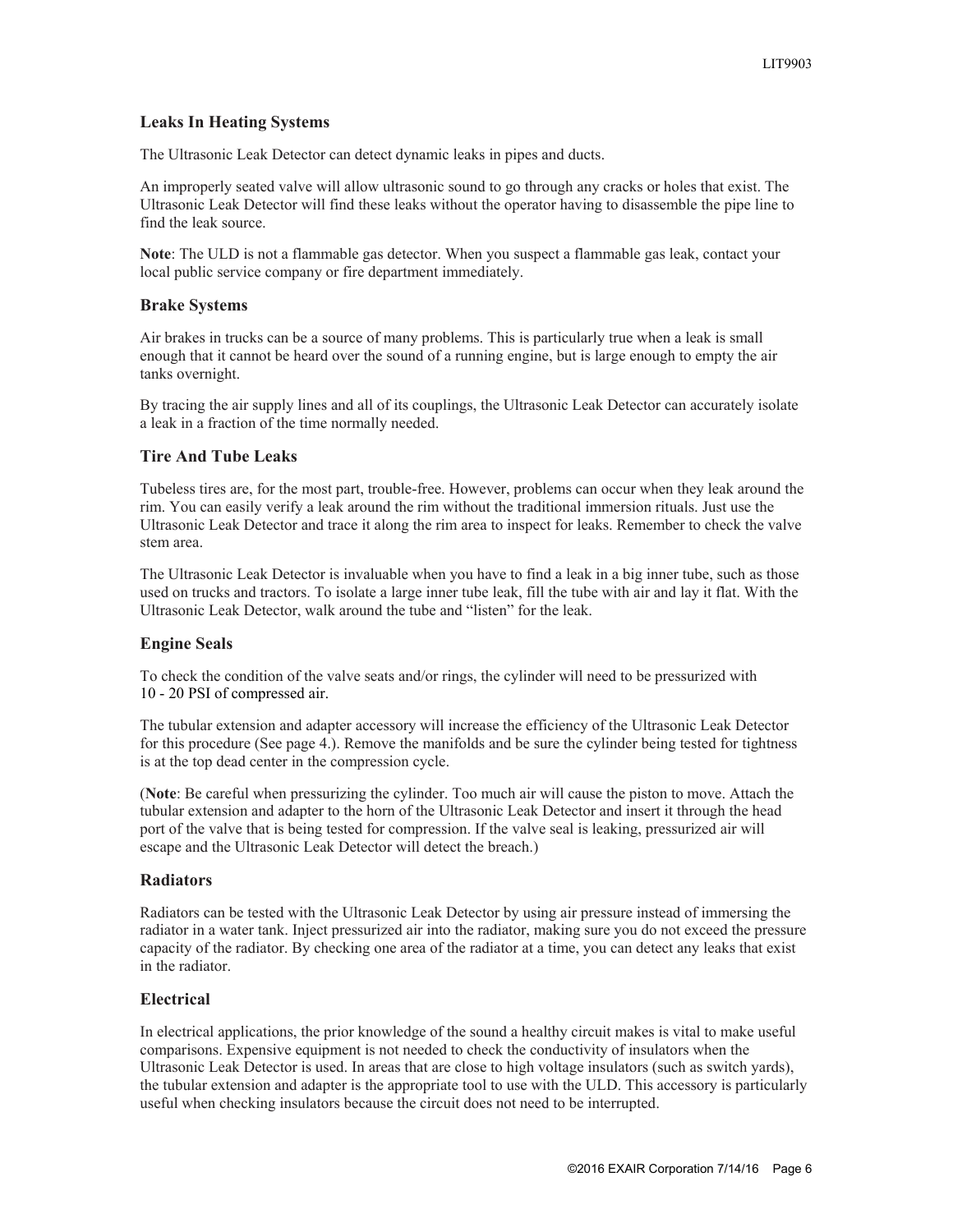### Leaks In Heating Systems

The Ultrasonic Leak Detector can detect dynamic leaks in pipes and ducts.

An improperly seated valve will allow ultrasonic sound to go through any cracks or holes that exist. The Ultrasonic Leak Detector will find these leaks without the operator having to disassemble the pipe line to find the leak source.

**Note**: The ULD is not a flammable gas detector. When you suspect a flammable gas leak, contact your local public service company or fire department immediately.

### Brake Systems

Air brakes in trucks can be a source of many problems. This is particularly true when a leak is small enough that it cannot be heard over the sound of a running engine, but is large enough to empty the air tanks overnight.

By tracing the air supply lines and all of its couplings, the Ultrasonic Leak Detector can accurately isolate a leak in a fraction of the time normally needed.

### Tire And Tube Leaks

Tubeless tires are, for the most part, trouble-free. However, problems can occur when they leak around the rim. You can easily verify a leak around the rim without the traditional immersion rituals. Just use the Ultrasonic Leak Detector and trace it along the rim area to inspect for leaks. Remember to check the valve stem area.

The Ultrasonic Leak Detector is invaluable when you have to find a leak in a big inner tube, such as those used on trucks and tractors. To isolate a large inner tube leak, fill the tube with air and lay it flat. With the Ultrasonic Leak Detector, walk around the tube and "listen" for the leak.

### Engine Seals

To check the condition of the valve seats and/or rings, the cylinder will need to be pressurized with 10 - 20 PSI of compressed air.

The tubular extension and adapter accessory will increase the efficiency of the Ultrasonic Leak Detector for this procedure (See page 4.). Remove the manifolds and be sure the cylinder being tested for tightness is at the top dead center in the compression cycle.

(**Note**: Be careful when pressurizing the cylinder. Too much air will cause the piston to move. Attach the tubular extension and adapter to the horn of the Ultrasonic Leak Detector and insert it through the head port of the valve that is being tested for compression. If the valve seal is leaking, pressurized air will escape and the Ultrasonic Leak Detector will detect the breach.)

### Radiators

Radiators can be tested with the Ultrasonic Leak Detector by using air pressure instead of immersing the radiator in a water tank. Inject pressurized air into the radiator, making sure you do not exceed the pressure capacity of the radiator. By checking one area of the radiator at a time, you can detect any leaks that exist in the radiator.

### Electrical

In electrical applications, the prior knowledge of the sound a healthy circuit makes is vital to make useful comparisons. Expensive equipment is not needed to check the conductivity of insulators when the Ultrasonic Leak Detector is used. In areas that are close to high voltage insulators (such as switch yards), the tubular extension and adapter is the appropriate tool to use with the ULD. This accessory is particularly useful when checking insulators because the circuit does not need to be interrupted.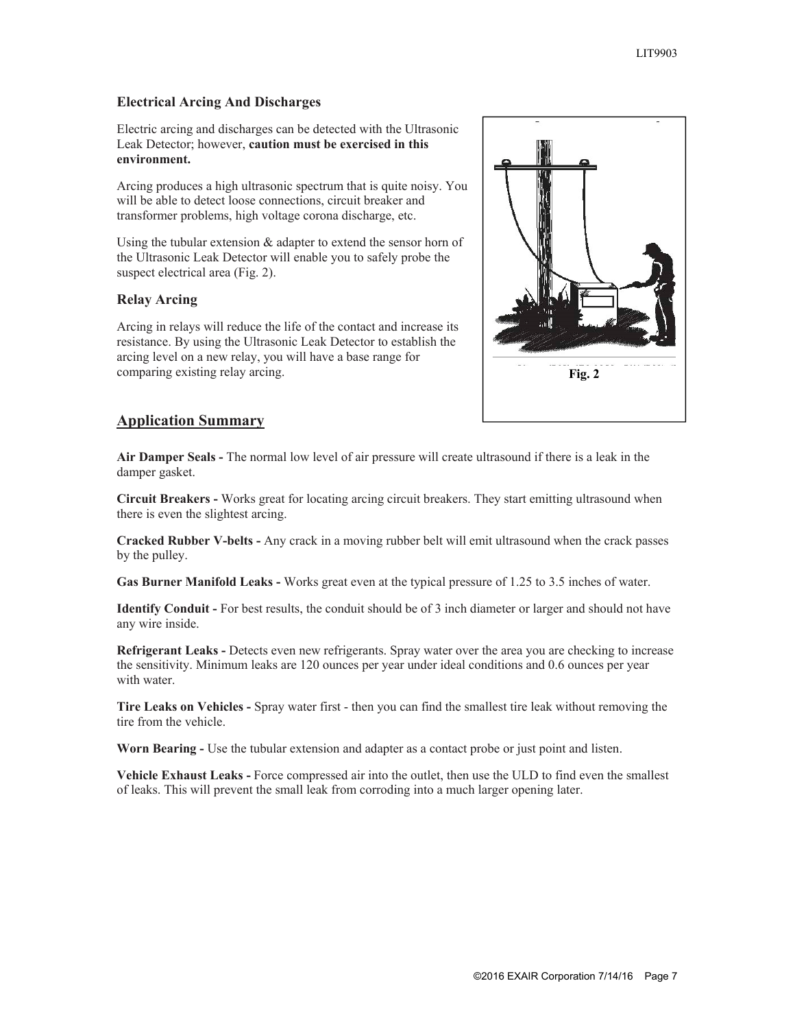### Electrical Arcing And Discharges

Electric arcing and discharges can be detected with the Ultrasonic Leak Detector; however, **caution must be exercised in this environment.**

Arcing produces a high ultrasonic spectrum that is quite noisy. You will be able to detect loose connections, circuit breaker and transformer problems, high voltage corona discharge, etc.

Using the tubular extension & adapter to extend the sensor horn of the Ultrasonic Leak Detector will enable you to safely probe the suspect electrical area (Fig. 2).

**Fig. 2**

### Relay Arcing

Arcing in relays will reduce the life of the contact and increase its resistance. By using the Ultrasonic Leak Detector to establish the arcing level on a new relay, you will have a base range for comparing existing relay arcing.

## Application Summary

**Air Damper Seals -** The normal low level of air pressure will create ultrasound if there is a leak in the damper gasket.

**Circuit Breakers -** Works great for locating arcing circuit breakers. They start emitting ultrasound when there is even the slightest arcing.

**Cracked Rubber V-belts -** Any crack in a moving rubber belt will emit ultrasound when the crack passes by the pulley.

**Gas Burner Manifold Leaks -** Works great even at the typical pressure of 1.25 to 3.5 inches of water.

**Identify Conduit -** For best results, the conduit should be of 3 inch diameter or larger and should not have any wire inside.

**Refrigerant Leaks -** Detects even new refrigerants. Spray water over the area you are checking to increase the sensitivity. Minimum leaks are 120 ounces per year under ideal conditions and 0.6 ounces per year with water.

**Tire Leaks on Vehicles -** Spray water first - then you can find the smallest tire leak without removing the tire from the vehicle.

**Worn Bearing -** Use the tubular extension and adapter as a contact probe or just point and listen.

**Vehicle Exhaust Leaks -** Force compressed air into the outlet, then use the ULD to find even the smallest of leaks. This will prevent the small leak from corroding into a much larger opening later.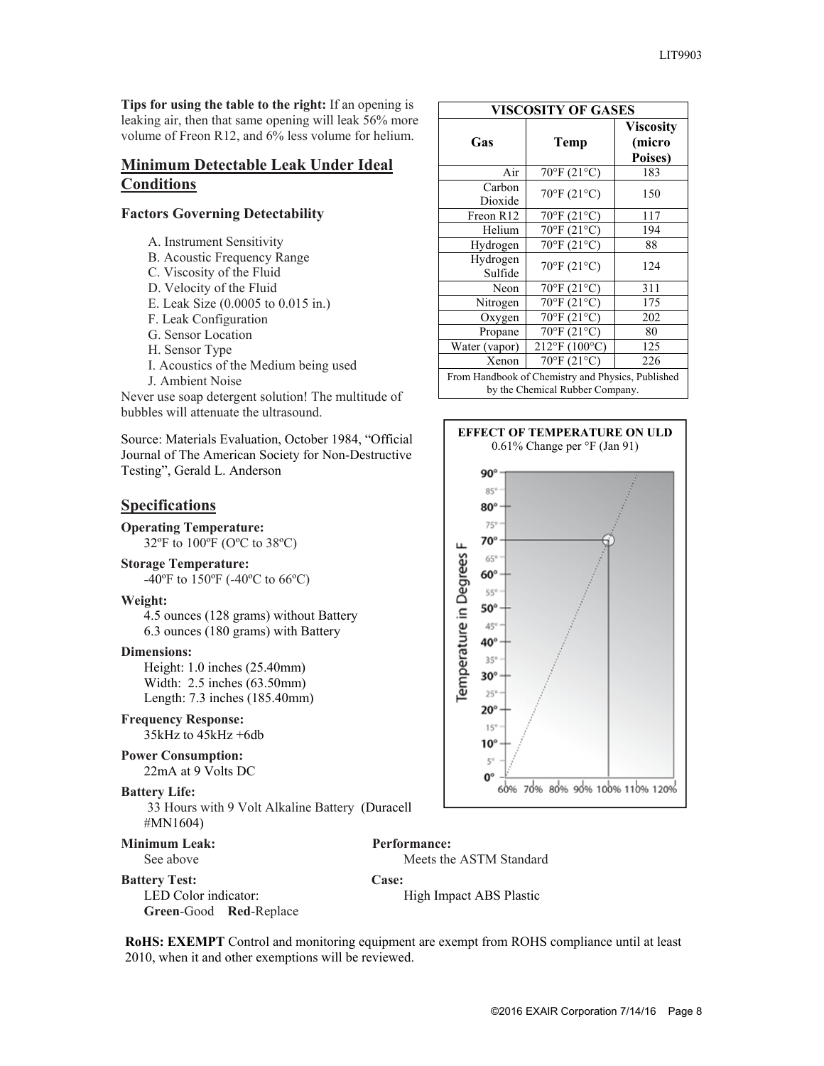**Tips for using the table to the right:** If an opening is leaking air, then that same opening will leak 56% more volume of Freon R12, and 6% less volume for helium.

| VISCOSITY OF GASES | | |
|---|---|---|
| Gas | Temp | Viscosity (micro Poises) |
| Air | 70°F (21°C) | 183 |
| Carbon Dioxide | 70°F (21°C) | 150 |
| Freon R12 | 70°F (21°C) | 117 |
| Helium | 70°F (21°C) | 194 |
| Hydrogen | 70°F (21°C) | 88 |
| Hydrogen Sulfide | 70°F (21°C) | 124 |
| Neon | 70°F (21°C) | 311 |
| Nitrogen | 70°F (21°C) | 175 |
| Oxygen | 70°F (21°C) | 202 |
| Propane | 70°F (21°C) | 80 |
| Water (vapor) | 212°F (100°C) | 125 |
| Xenon | 70°F (21°C) | 226 |
| From Handbook of Chemistry and Physics, Published by the Chemical Rubber Company. | | |

## Minimum Detectable Leak Under Ideal Conditions

### Factors Governing Detectability

A. Instrument Sensitivity
B. Acoustic Frequency Range
C. Viscosity of the Fluid
D. Velocity of the Fluid
E. Leak Size (0.0005 to 0.015 in.)
F. Leak Configuration
G. Sensor Location
H. Sensor Type
I. Acoustics of the Medium being used
J. Ambient Noise

Never use soap detergent solution! The multitude of bubbles will attenuate the ultrasound.

Source: Materials Evaluation, October 1984, "Official Journal of The American Society for Non-Destructive Testing", Gerald L. Anderson

**EFFECT OF TEMPERATURE ON ULD**
0.61% Change per °F (Jan 91)

## Specifications

**Operating Temperature:**
32ºF to 100ºF (OºC to 38ºC)

**Storage Temperature:**
-40ºF to 150ºF (-40ºC to 66ºC)

**Weight:**
4.5 ounces (128 grams) without Battery
6.3 ounces (180 grams) with Battery

**Dimensions:**
Height: 1.0 inches (25.40mm)
Width: 2.5 inches (63.50mm)
Length: 7.3 inches (185.40mm)

**Frequency Response:**
35kHz to 45kHz +6db

**Power Consumption:**
22mA at 9 Volts DC

**Battery Life:**
33 Hours with 9 Volt Alkaline Battery (Duracell #MN1604)

**Minimum Leak:**
See above

**Battery Test:**
LED Color indicator:
**Green**-Good **Red**-Replace

**Performance:**
Meets the ASTM Standard

**Case:**
High Impact ABS Plastic

**RoHS: EXEMPT** Control and monitoring equipment are exempt from ROHS compliance until at least 2010, when it and other exemptions will be reviewed.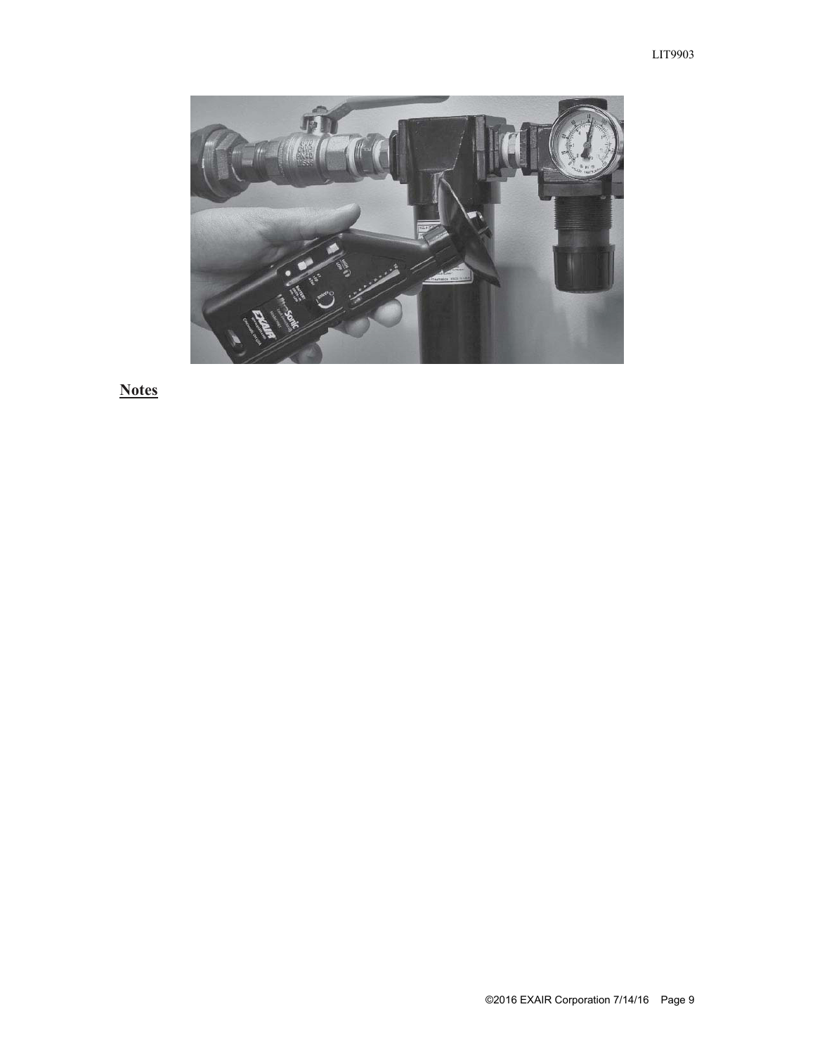**Notes**